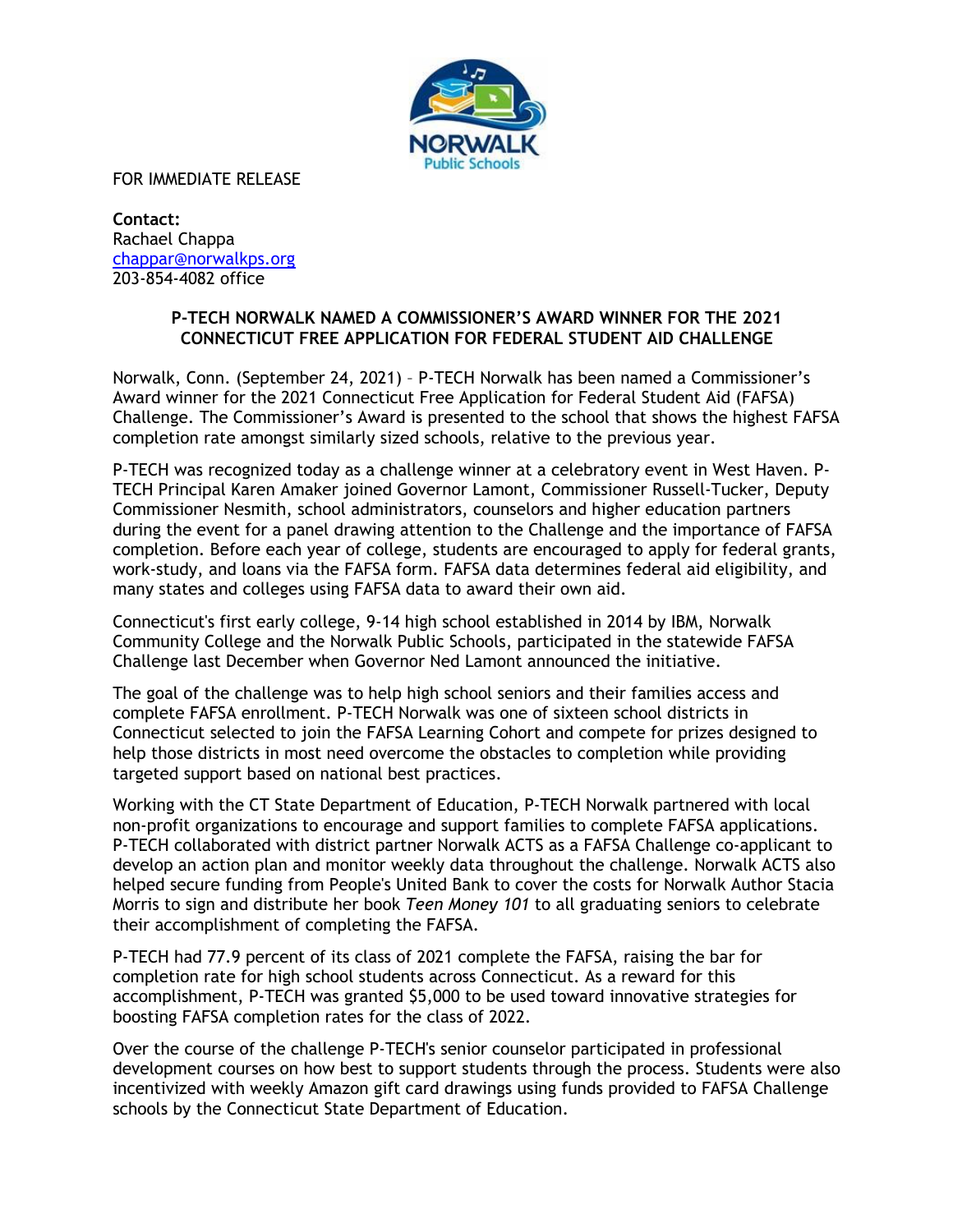FOR IMMEDIATE RELEASE

**Contact:**
Rachael Chappa
chappar@norwalkps.org
203-854-4082 office

## P-TECH NORWALK NAMED A COMMISSIONER'S AWARD WINNER FOR THE 2021 CONNECTICUT FREE APPLICATION FOR FEDERAL STUDENT AID CHALLENGE

Norwalk, Conn. (September 24, 2021) – P-TECH Norwalk has been named a Commissioner's Award winner for the 2021 Connecticut Free Application for Federal Student Aid (FAFSA) Challenge. The Commissioner's Award is presented to the school that shows the highest FAFSA completion rate amongst similarly sized schools, relative to the previous year.

P-TECH was recognized today as a challenge winner at a celebratory event in West Haven. P-TECH Principal Karen Amaker joined Governor Lamont, Commissioner Russell-Tucker, Deputy Commissioner Nesmith, school administrators, counselors and higher education partners during the event for a panel drawing attention to the Challenge and the importance of FAFSA completion. Before each year of college, students are encouraged to apply for federal grants, work-study, and loans via the FAFSA form. FAFSA data determines federal aid eligibility, and many states and colleges using FAFSA data to award their own aid.

Connecticut's first early college, 9-14 high school established in 2014 by IBM, Norwalk Community College and the Norwalk Public Schools, participated in the statewide FAFSA Challenge last December when Governor Ned Lamont announced the initiative.

The goal of the challenge was to help high school seniors and their families access and complete FAFSA enrollment. P-TECH Norwalk was one of sixteen school districts in Connecticut selected to join the FAFSA Learning Cohort and compete for prizes designed to help those districts in most need overcome the obstacles to completion while providing targeted support based on national best practices.

Working with the CT State Department of Education, P-TECH Norwalk partnered with local non-profit organizations to encourage and support families to complete FAFSA applications. P-TECH collaborated with district partner Norwalk ACTS as a FAFSA Challenge co-applicant to develop an action plan and monitor weekly data throughout the challenge. Norwalk ACTS also helped secure funding from People's United Bank to cover the costs for Norwalk Author Stacia Morris to sign and distribute her book *Teen Money 101* to all graduating seniors to celebrate their accomplishment of completing the FAFSA.

P-TECH had 77.9 percent of its class of 2021 complete the FAFSA, raising the bar for completion rate for high school students across Connecticut. As a reward for this accomplishment, P-TECH was granted $5,000 to be used toward innovative strategies for boosting FAFSA completion rates for the class of 2022.

Over the course of the challenge P-TECH's senior counselor participated in professional development courses on how best to support students through the process. Students were also incentivized with weekly Amazon gift card drawings using funds provided to FAFSA Challenge schools by the Connecticut State Department of Education.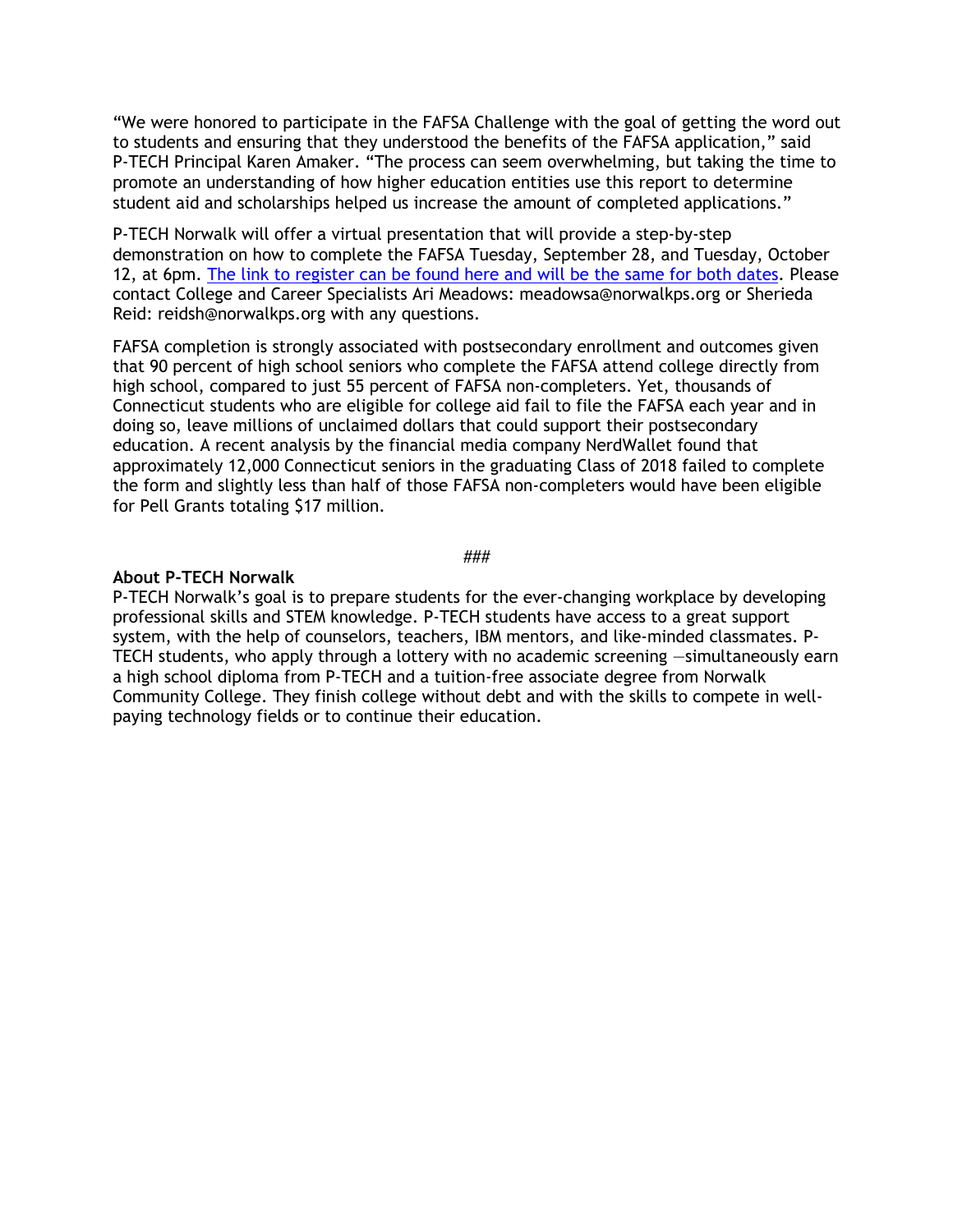"We were honored to participate in the FAFSA Challenge with the goal of getting the word out to students and ensuring that they understood the benefits of the FAFSA application," said P-TECH Principal Karen Amaker. "The process can seem overwhelming, but taking the time to promote an understanding of how higher education entities use this report to determine student aid and scholarships helped us increase the amount of completed applications."

P-TECH Norwalk will offer a virtual presentation that will provide a step-by-step demonstration on how to complete the FAFSA Tuesday, September 28, and Tuesday, October 12, at 6pm. The link to register can be found here and will be the same for both dates. Please contact College and Career Specialists Ari Meadows: meadowsa@norwalkps.org or Sherieda Reid: reidsh@norwalkps.org with any questions.

FAFSA completion is strongly associated with postsecondary enrollment and outcomes given that 90 percent of high school seniors who complete the FAFSA attend college directly from high school, compared to just 55 percent of FAFSA non-completers. Yet, thousands of Connecticut students who are eligible for college aid fail to file the FAFSA each year and in doing so, leave millions of unclaimed dollars that could support their postsecondary education. A recent analysis by the financial media company NerdWallet found that approximately 12,000 Connecticut seniors in the graduating Class of 2018 failed to complete the form and slightly less than half of those FAFSA non-completers would have been eligible for Pell Grants totaling $17 million.

###

**About P-TECH Norwalk**

P-TECH Norwalk's goal is to prepare students for the ever-changing workplace by developing professional skills and STEM knowledge. P-TECH students have access to a great support system, with the help of counselors, teachers, IBM mentors, and like-minded classmates. P-TECH students, who apply through a lottery with no academic screening —simultaneously earn a high school diploma from P-TECH and a tuition-free associate degree from Norwalk Community College. They finish college without debt and with the skills to compete in well-paying technology fields or to continue their education.